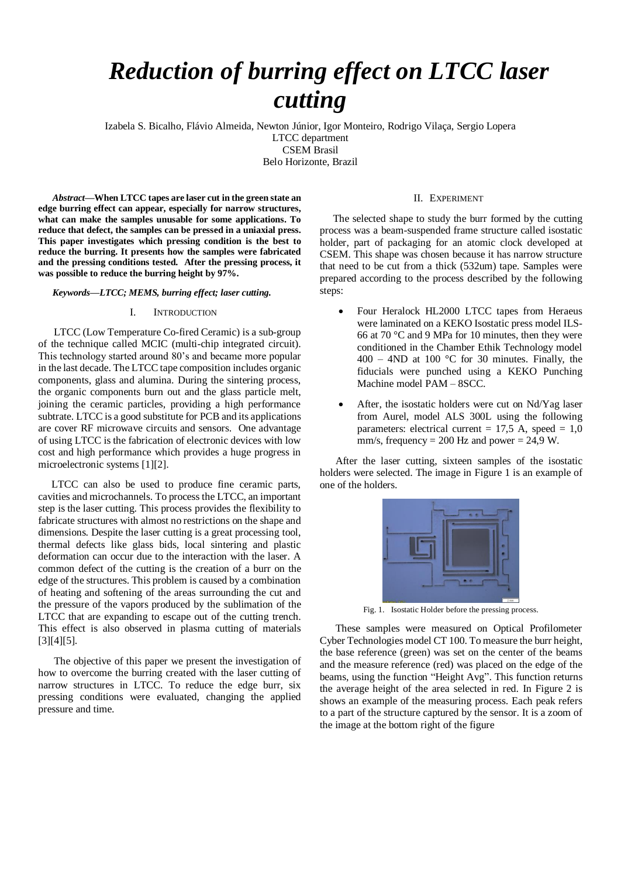# Reduction of burring effect on LTCC laser cutting

Izabela S. Bicalho, Flávio Almeida, Newton Júnior, Igor Monteiro, Rodrigo Vilaça, Sergio Lopera
LTCC department
CSEM Brasil
Belo Horizonte, Brazil

***Abstract*—When LTCC tapes are laser cut in the green state an edge burring effect can appear, especially for narrow structures, what can make the samples unusable for some applications. To reduce that defect, the samples can be pressed in a uniaxial press. This paper investigates which pressing condition is the best to reduce the burring. It presents how the samples were fabricated and the pressing conditions tested. After the pressing process, it was possible to reduce the burring height by 97%.**

***Keywords—LTCC; MEMS, burring effect; laser cutting.***

## I. Introduction

LTCC (Low Temperature Co-fired Ceramic) is a sub-group of the technique called MCIC (multi-chip integrated circuit). This technology started around 80's and became more popular in the last decade. The LTCC tape composition includes organic components, glass and alumina. During the sintering process, the organic components burn out and the glass particle melt, joining the ceramic particles, providing a high performance subtrate. LTCC is a good substitute for PCB and its applications are cover RF microwave circuits and sensors. One advantage of using LTCC is the fabrication of electronic devices with low cost and high performance which provides a huge progress in microelectronic systems [1][2].

LTCC can also be used to produce fine ceramic parts, cavities and microchannels. To process the LTCC, an important step is the laser cutting. This process provides the flexibility to fabricate structures with almost no restrictions on the shape and dimensions. Despite the laser cutting is a great processing tool, thermal defects like glass bids, local sintering and plastic deformation can occur due to the interaction with the laser. A common defect of the cutting is the creation of a burr on the edge of the structures. This problem is caused by a combination of heating and softening of the areas surrounding the cut and the pressure of the vapors produced by the sublimation of the LTCC that are expanding to escape out of the cutting trench. This effect is also observed in plasma cutting of materials [3][4][5].

The objective of this paper we present the investigation of how to overcome the burring created with the laser cutting of narrow structures in LTCC. To reduce the edge burr, six pressing conditions were evaluated, changing the applied pressure and time.

## II. Experiment

The selected shape to study the burr formed by the cutting process was a beam-suspended frame structure called isostatic holder, part of packaging for an atomic clock developed at CSEM. This shape was chosen because it has narrow structure that need to be cut from a thick (532um) tape. Samples were prepared according to the process described by the following steps:

- Four Heralock HL2000 LTCC tapes from Heraeus were laminated on a KEKO Isostatic press model ILS-66 at 70 °C and 9 MPa for 10 minutes, then they were conditioned in the Chamber Ethik Technology model 400 – 4ND at 100 °C for 30 minutes. Finally, the fiducials were punched using a KEKO Punching Machine model PAM – 8SCC.
- After, the isostatic holders were cut on Nd/Yag laser from Aurel, model ALS 300L using the following parameters: electrical current = 17,5 A, speed = 1,0 mm/s, frequency = 200 Hz and power = 24,9 W.

After the laser cutting, sixteen samples of the isostatic holders were selected. The image in Figure 1 is an example of one of the holders.

Fig. 1. Isostatic Holder before the pressing process.

These samples were measured on Optical Profilometer Cyber Technologies model CT 100. To measure the burr height, the base reference (green) was set on the center of the beams and the measure reference (red) was placed on the edge of the beams, using the function "Height Avg". This function returns the average height of the area selected in red. In Figure 2 is shows an example of the measuring process. Each peak refers to a part of the structure captured by the sensor. It is a zoom of the image at the bottom right of the figure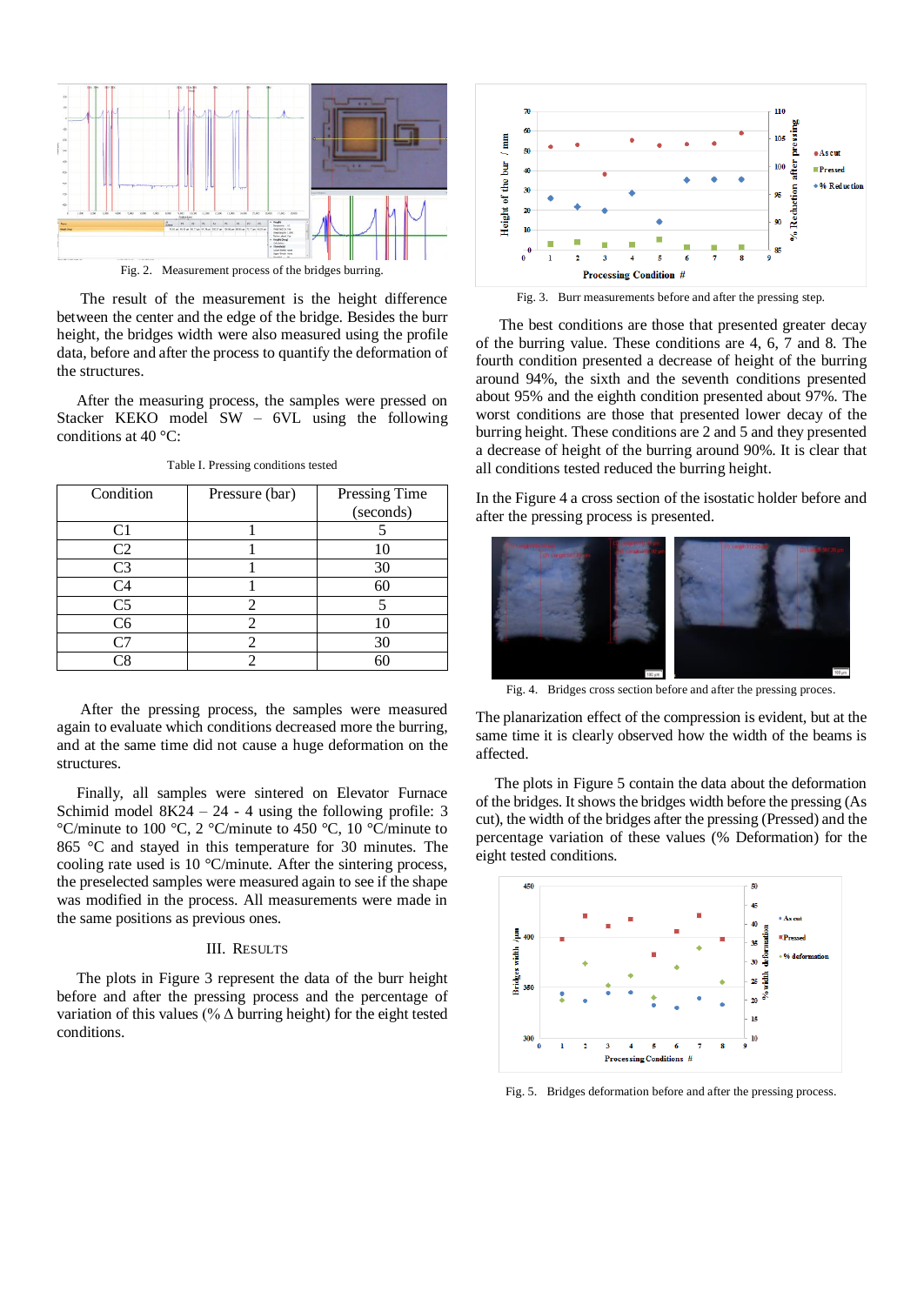Fig. 2. Measurement process of the bridges burring.

The result of the measurement is the height difference between the center and the edge of the bridge. Besides the burr height, the bridges width were also measured using the profile data, before and after the process to quantify the deformation of the structures.

After the measuring process, the samples were pressed on Stacker KEKO model SW – 6VL using the following conditions at 40 °C:

Table I. Pressing conditions tested

| Condition | Pressure (bar) | Pressing Time (seconds) |
|---|---|---|
| C1 | 1 | 5 |
| C2 | 1 | 10 |
| C3 | 1 | 30 |
| C4 | 1 | 60 |
| C5 | 2 | 5 |
| C6 | 2 | 10 |
| C7 | 2 | 30 |
| C8 | 2 | 60 |

After the pressing process, the samples were measured again to evaluate which conditions decreased more the burring, and at the same time did not cause a huge deformation on the structures.

Finally, all samples were sintered on Elevator Furnace Schimid model 8K24 – 24 - 4 using the following profile: 3 °C/minute to 100 °C, 2 °C/minute to 450 °C, 10 °C/minute to 865 °C and stayed in this temperature for 30 minutes. The cooling rate used is 10 °C/minute. After the sintering process, the preselected samples were measured again to see if the shape was modified in the process. All measurements were made in the same positions as previous ones.

## III. Results

The plots in Figure 3 represent the data of the burr height before and after the pressing process and the percentage of variation of this values (% Δ burring height) for the eight tested conditions.

Fig. 3. Burr measurements before and after the pressing step.

The best conditions are those that presented greater decay of the burring value. These conditions are 4, 6, 7 and 8. The fourth condition presented a decrease of height of the burring around 94%, the sixth and the seventh conditions presented about 95% and the eighth condition presented about 97%. The worst conditions are those that presented lower decay of the burring height. These conditions are 2 and 5 and they presented a decrease of height of the burring around 90%. It is clear that all conditions tested reduced the burring height.

In the Figure 4 a cross section of the isostatic holder before and after the pressing process is presented.

Fig. 4. Bridges cross section before and after the pressing proces.

The planarization effect of the compression is evident, but at the same time it is clearly observed how the width of the beams is affected.

The plots in Figure 5 contain the data about the deformation of the bridges. It shows the bridges width before the pressing (As cut), the width of the bridges after the pressing (Pressed) and the percentage variation of these values (% Deformation) for the eight tested conditions.

Fig. 5. Bridges deformation before and after the pressing process.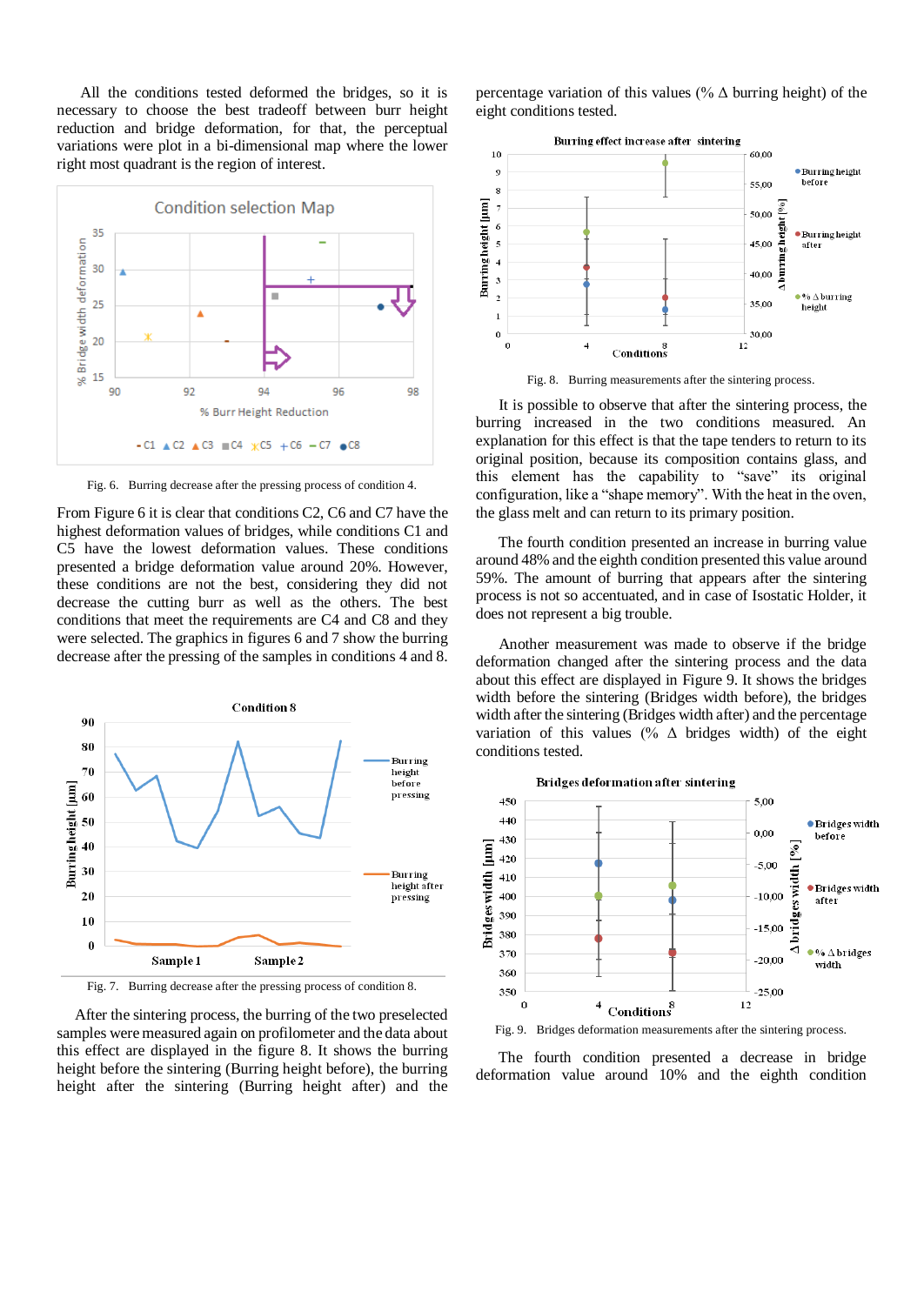All the conditions tested deformed the bridges, so it is necessary to choose the best tradeoff between burr height reduction and bridge deformation, for that, the perceptual variations were plot in a bi-dimensional map where the lower right most quadrant is the region of interest.

Fig. 6. Burring decrease after the pressing process of condition 4.

From Figure 6 it is clear that conditions C2, C6 and C7 have the highest deformation values of bridges, while conditions C1 and C5 have the lowest deformation values. These conditions presented a bridge deformation value around 20%. However, these conditions are not the best, considering they did not decrease the cutting burr as well as the others. The best conditions that meet the requirements are C4 and C8 and they were selected. The graphics in figures 6 and 7 show the burring decrease after the pressing of the samples in conditions 4 and 8.

Fig. 7. Burring decrease after the pressing process of condition 8.

After the sintering process, the burring of the two preselected samples were measured again on profilometer and the data about this effect are displayed in the figure 8. It shows the burring height before the sintering (Burring height before), the burring height after the sintering (Burring height after) and the percentage variation of this values (% Δ burring height) of the eight conditions tested.

Fig. 8. Burring measurements after the sintering process.

It is possible to observe that after the sintering process, the burring increased in the two conditions measured. An explanation for this effect is that the tape tenders to return to its original position, because its composition contains glass, and this element has the capability to "save" its original configuration, like a "shape memory". With the heat in the oven, the glass melt and can return to its primary position.

The fourth condition presented an increase in burring value around 48% and the eighth condition presented this value around 59%. The amount of burring that appears after the sintering process is not so accentuated, and in case of Isostatic Holder, it does not represent a big trouble.

Another measurement was made to observe if the bridge deformation changed after the sintering process and the data about this effect are displayed in Figure 9. It shows the bridges width before the sintering (Bridges width before), the bridges width after the sintering (Bridges width after) and the percentage variation of this values (% Δ bridges width) of the eight conditions tested.

Fig. 9. Bridges deformation measurements after the sintering process.

The fourth condition presented a decrease in bridge deformation value around 10% and the eighth condition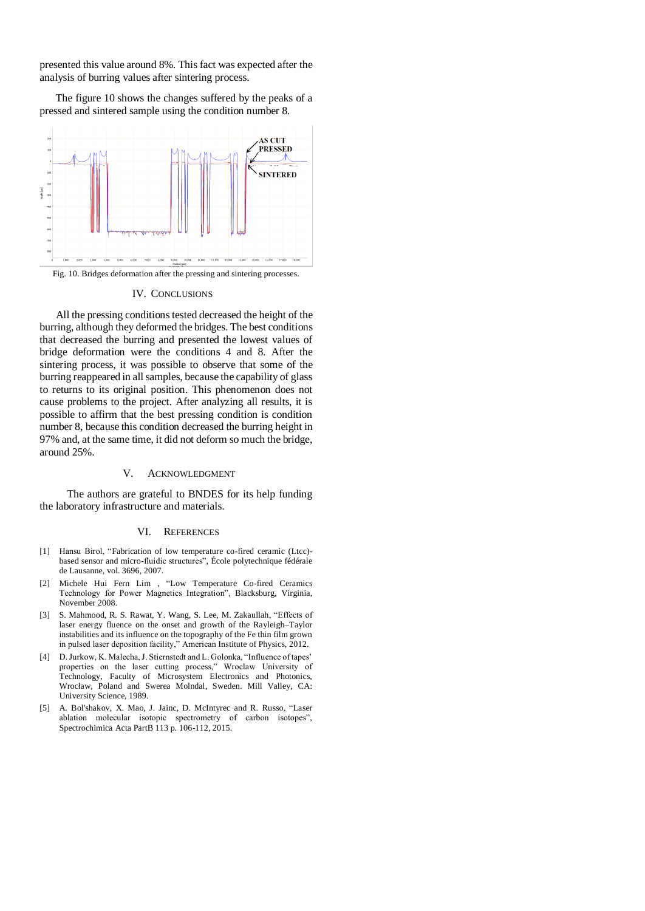presented this value around 8%. This fact was expected after the analysis of burring values after sintering process.

The figure 10 shows the changes suffered by the peaks of a pressed and sintered sample using the condition number 8.

AS CUT
PRESSED
SINTERED

Fig. 10. Bridges deformation after the pressing and sintering processes.

## IV. Conclusions

All the pressing conditions tested decreased the height of the burring, although they deformed the bridges. The best conditions that decreased the burring and presented the lowest values of bridge deformation were the conditions 4 and 8. After the sintering process, it was possible to observe that some of the burring reappeared in all samples, because the capability of glass to returns to its original position. This phenomenon does not cause problems to the project. After analyzing all results, it is possible to affirm that the best pressing condition is condition number 8, because this condition decreased the burring height in 97% and, at the same time, it did not deform so much the bridge, around 25%.

## V. Acknowledgment

The authors are grateful to BNDES for its help funding the laboratory infrastructure and materials.

## VI. References

[1] Hansu Birol, "Fabrication of low temperature co-fired ceramic (Ltcc)-based sensor and micro-fluidic structures", École polytechnique fédérale de Lausanne, vol. 3696, 2007.

[2] Michele Hui Fern Lim , "Low Temperature Co-fired Ceramics Technology for Power Magnetics Integration", Blacksburg, Virginia, November 2008.

[3] S. Mahmood, R. S. Rawat, Y. Wang, S. Lee, M. Zakaullah, "Effects of laser energy fluence on the onset and growth of the Rayleigh–Taylor instabilities and its influence on the topography of the Fe thin film grown in pulsed laser deposition facility," American Institute of Physics, 2012.

[4] D. Jurkow, K. Malecha, J. Stiernstedt and L. Golonka, "Influence of tapes' properties on the laser cutting process," Wroclaw University of Technology, Faculty of Microsystem Electronics and Photonics, Wrocław, Poland and Swerea Molndal, Sweden. Mill Valley, CA: University Science, 1989.

[5] A. Bol'shakov, X. Mao, J. Jainc, D. McIntyrec and R. Russo, "Laser ablation molecular isotopic spectrometry of carbon isotopes", Spectrochimica Acta PartB 113 p. 106-112, 2015.